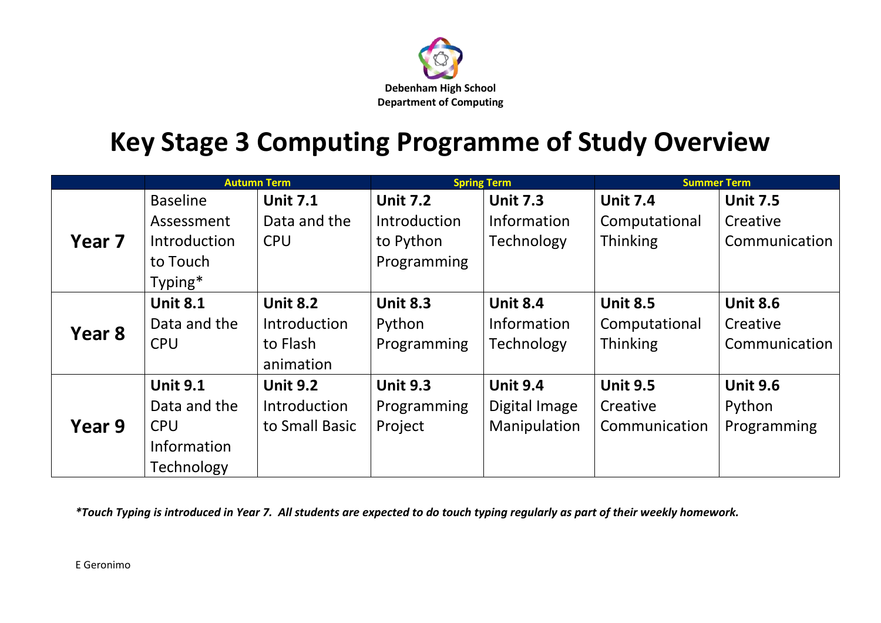Debenham High School
Department of Computing

# Key Stage 3 Computing Programme of Study Overview

| | Autumn Term | | Spring Term | | Summer Term | |
|---|---|---|---|---|---|---|
| **Year 7** | Baseline Assessment Introduction to Touch Typing* | **Unit 7.1** Data and the CPU | **Unit 7.2** Introduction to Python Programming | **Unit 7.3** Information Technology | **Unit 7.4** Computational Thinking | **Unit 7.5** Creative Communication |
| **Year 8** | **Unit 8.1** Data and the CPU | **Unit 8.2** Introduction to Flash animation | **Unit 8.3** Python Programming | **Unit 8.4** Information Technology | **Unit 8.5** Computational Thinking | **Unit 8.6** Creative Communication |
| **Year 9** | **Unit 9.1** Data and the CPU Information Technology | **Unit 9.2** Introduction to Small Basic | **Unit 9.3** Programming Project | **Unit 9.4** Digital Image Manipulation | **Unit 9.5** Creative Communication | **Unit 9.6** Python Programming |

***Touch Typing is introduced in Year 7. All students are expected to do touch typing regularly as part of their weekly homework.***

E Geronimo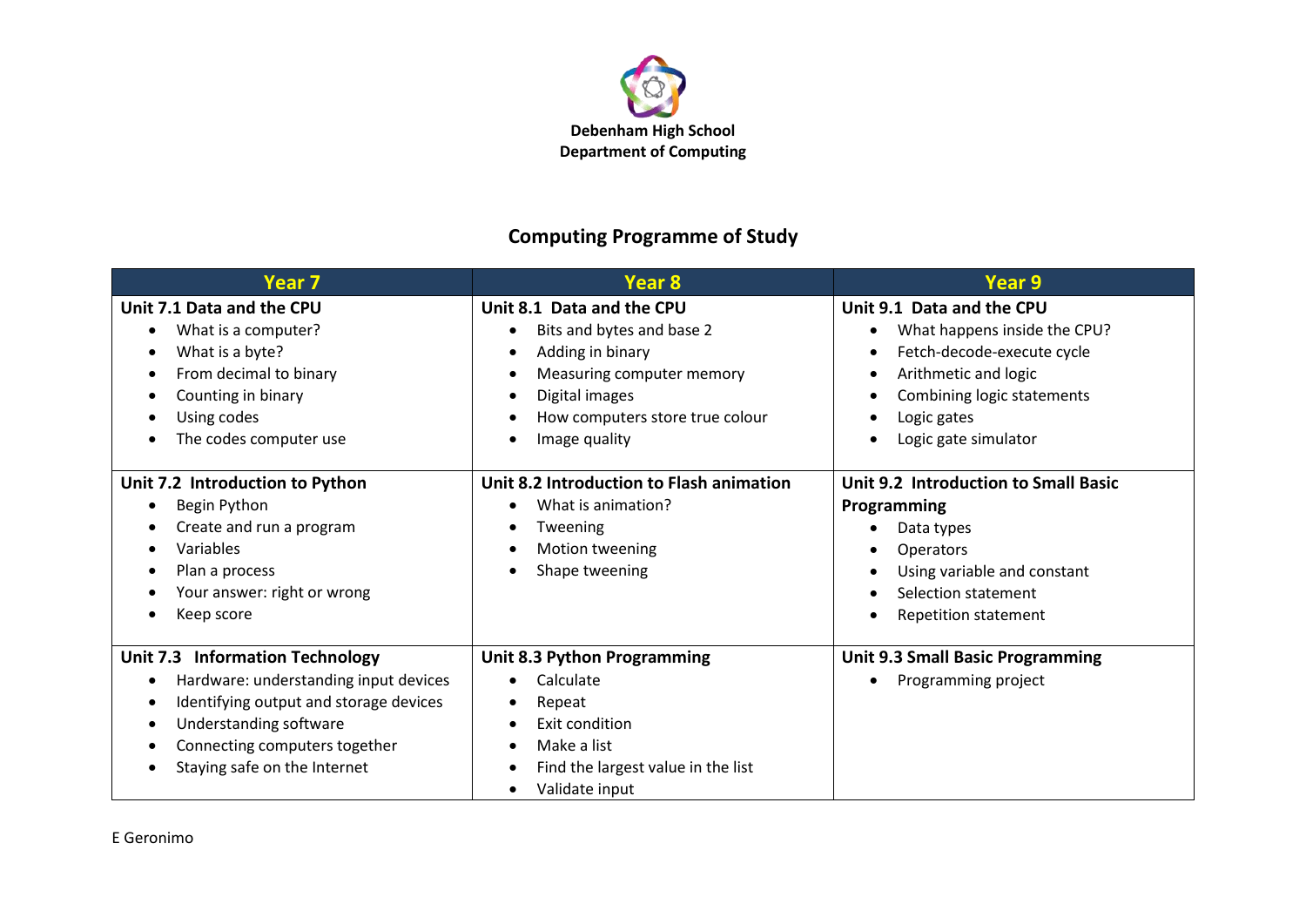**Debenham High School**
**Department of Computing**

## Computing Programme of Study

| Year 7 | Year 8 | Year 9 |
|---|---|---|
| **Unit 7.1 Data and the CPU**<br>• What is a computer?<br>• What is a byte?<br>• From decimal to binary<br>• Counting in binary<br>• Using codes<br>• The codes computer use | **Unit 8.1 Data and the CPU**<br>• Bits and bytes and base 2<br>• Adding in binary<br>• Measuring computer memory<br>• Digital images<br>• How computers store true colour<br>• Image quality | **Unit 9.1 Data and the CPU**<br>• What happens inside the CPU?<br>• Fetch-decode-execute cycle<br>• Arithmetic and logic<br>• Combining logic statements<br>• Logic gates<br>• Logic gate simulator |
| **Unit 7.2 Introduction to Python**<br>• Begin Python<br>• Create and run a program<br>• Variables<br>• Plan a process<br>• Your answer: right or wrong<br>• Keep score | **Unit 8.2 Introduction to Flash animation**<br>• What is animation?<br>• Tweening<br>• Motion tweening<br>• Shape tweening | **Unit 9.2 Introduction to Small Basic Programming**<br>• Data types<br>• Operators<br>• Using variable and constant<br>• Selection statement<br>• Repetition statement |
| **Unit 7.3 Information Technology**<br>• Hardware: understanding input devices<br>• Identifying output and storage devices<br>• Understanding software<br>• Connecting computers together<br>• Staying safe on the Internet | **Unit 8.3 Python Programming**<br>• Calculate<br>• Repeat<br>• Exit condition<br>• Make a list<br>• Find the largest value in the list<br>• Validate input | **Unit 9.3 Small Basic Programming**<br>• Programming project |

E Geronimo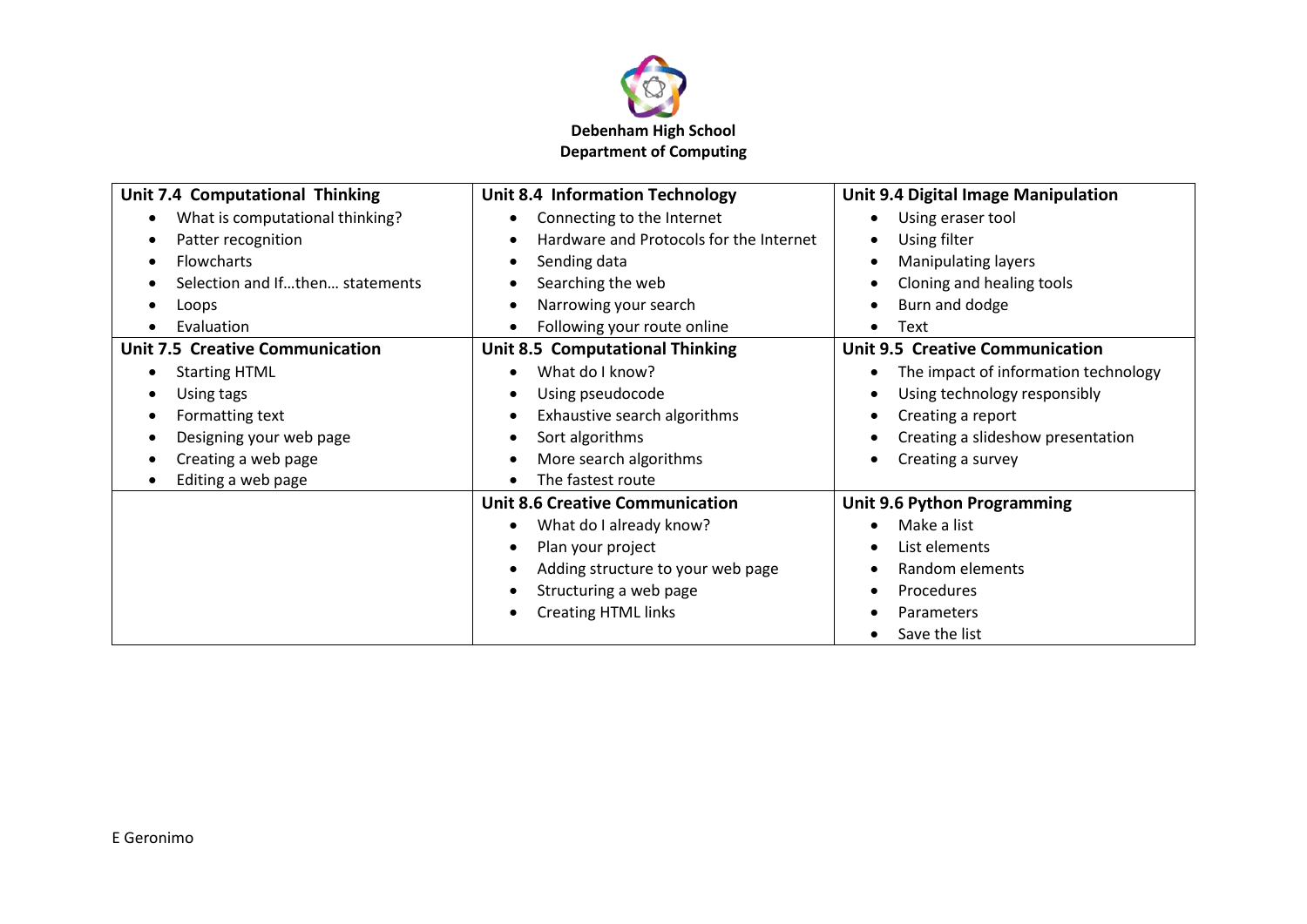**Debenham High School**
**Department of Computing**

| **Unit 7.4 Computational Thinking** | **Unit 8.4 Information Technology** | **Unit 9.4 Digital Image Manipulation** |
|---|---|---|
| • What is computational thinking?<br>• Patter recognition<br>• Flowcharts<br>• Selection and If…then… statements<br>• Loops<br>• Evaluation | • Connecting to the Internet<br>• Hardware and Protocols for the Internet<br>• Sending data<br>• Searching the web<br>• Narrowing your search<br>• Following your route online | • Using eraser tool<br>• Using filter<br>• Manipulating layers<br>• Cloning and healing tools<br>• Burn and dodge<br>• Text |
| **Unit 7.5 Creative Communication**<br>• Starting HTML<br>• Using tags<br>• Formatting text<br>• Designing your web page<br>• Creating a web page<br>• Editing a web page | **Unit 8.5 Computational Thinking**<br>• What do I know?<br>• Using pseudocode<br>• Exhaustive search algorithms<br>• Sort algorithms<br>• More search algorithms<br>• The fastest route | **Unit 9.5 Creative Communication**<br>• The impact of information technology<br>• Using technology responsibly<br>• Creating a report<br>• Creating a slideshow presentation<br>• Creating a survey |
| | **Unit 8.6 Creative Communication**<br>• What do I already know?<br>• Plan your project<br>• Adding structure to your web page<br>• Structuring a web page<br>• Creating HTML links | **Unit 9.6 Python Programming**<br>• Make a list<br>• List elements<br>• Random elements<br>• Procedures<br>• Parameters<br>• Save the list |

E Geronimo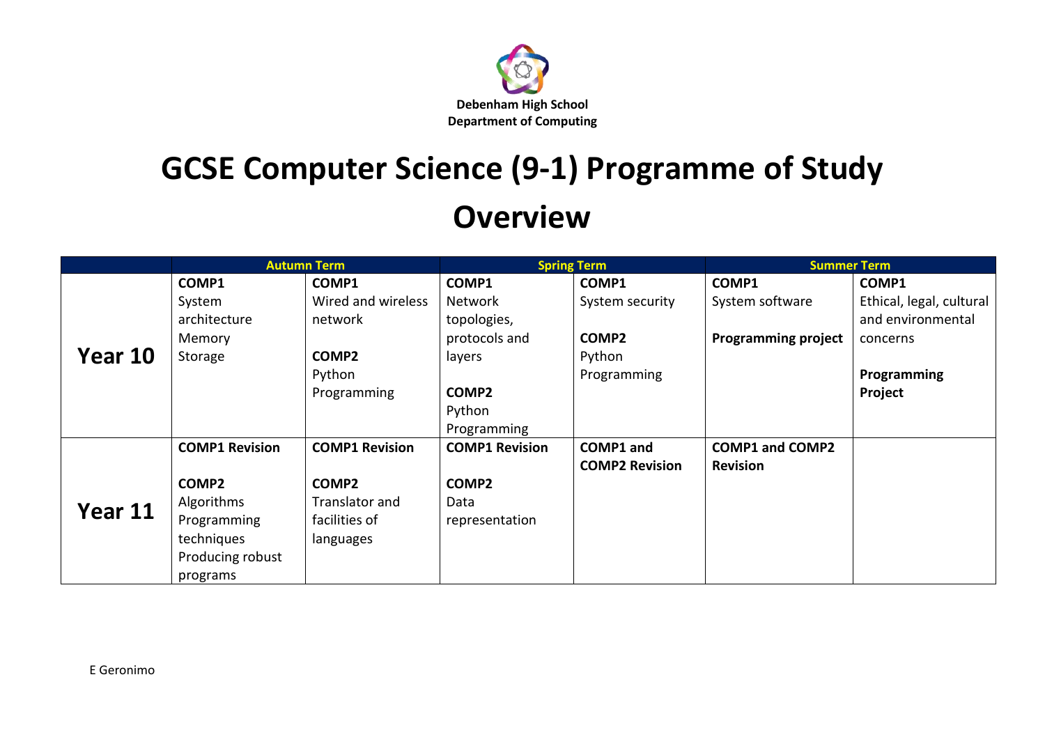**Debenham High School**
**Department of Computing**

# GCSE Computer Science (9-1) Programme of Study Overview

| | Autumn Term | | Spring Term | | Summer Term | |
|---|---|---|---|---|---|---|
| **Year 10** | **COMP1**<br>System architecture<br>Memory<br>Storage | **COMP1**<br>Wired and wireless network<br><br>**COMP2**<br>Python Programming | **COMP1**<br>Network topologies, protocols and layers<br><br>**COMP2**<br>Python Programming | **COMP1**<br>System security<br><br>**COMP2**<br>Python Programming | **COMP1**<br>System software<br><br>**Programming project** | **COMP1**<br>Ethical, legal, cultural and environmental concerns<br><br>**Programming Project** |
| **Year 11** | **COMP1 Revision**<br><br>**COMP2**<br>Algorithms<br>Programming techniques<br>Producing robust programs | **COMP1 Revision**<br><br>**COMP2**<br>Translator and facilities of languages | **COMP1 Revision**<br><br>**COMP2**<br>Data representation | **COMP1 and COMP2 Revision** | **COMP1 and COMP2 Revision** | |

E Geronimo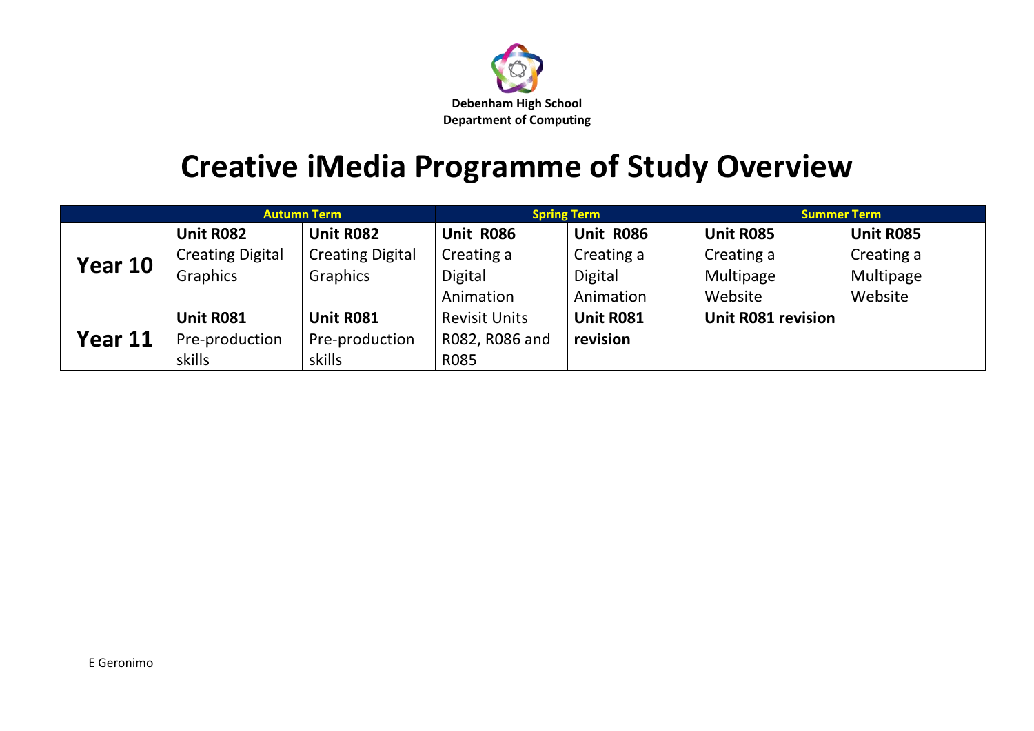**Debenham High School**
**Department of Computing**

# Creative iMedia Programme of Study Overview

| | Autumn Term | | Spring Term | | Summer Term | |
|---|---|---|---|---|---|---|
| **Year 10** | **Unit R082** Creating Digital Graphics | **Unit R082** Creating Digital Graphics | **Unit R086** Creating a Digital Animation | **Unit R086** Creating a Digital Animation | **Unit R085** Creating a Multipage Website | **Unit R085** Creating a Multipage Website |
| **Year 11** | **Unit R081** Pre-production skills | **Unit R081** Pre-production skills | Revisit Units R082, R086 and R085 | **Unit R081 revision** | **Unit R081 revision** | |

E Geronimo